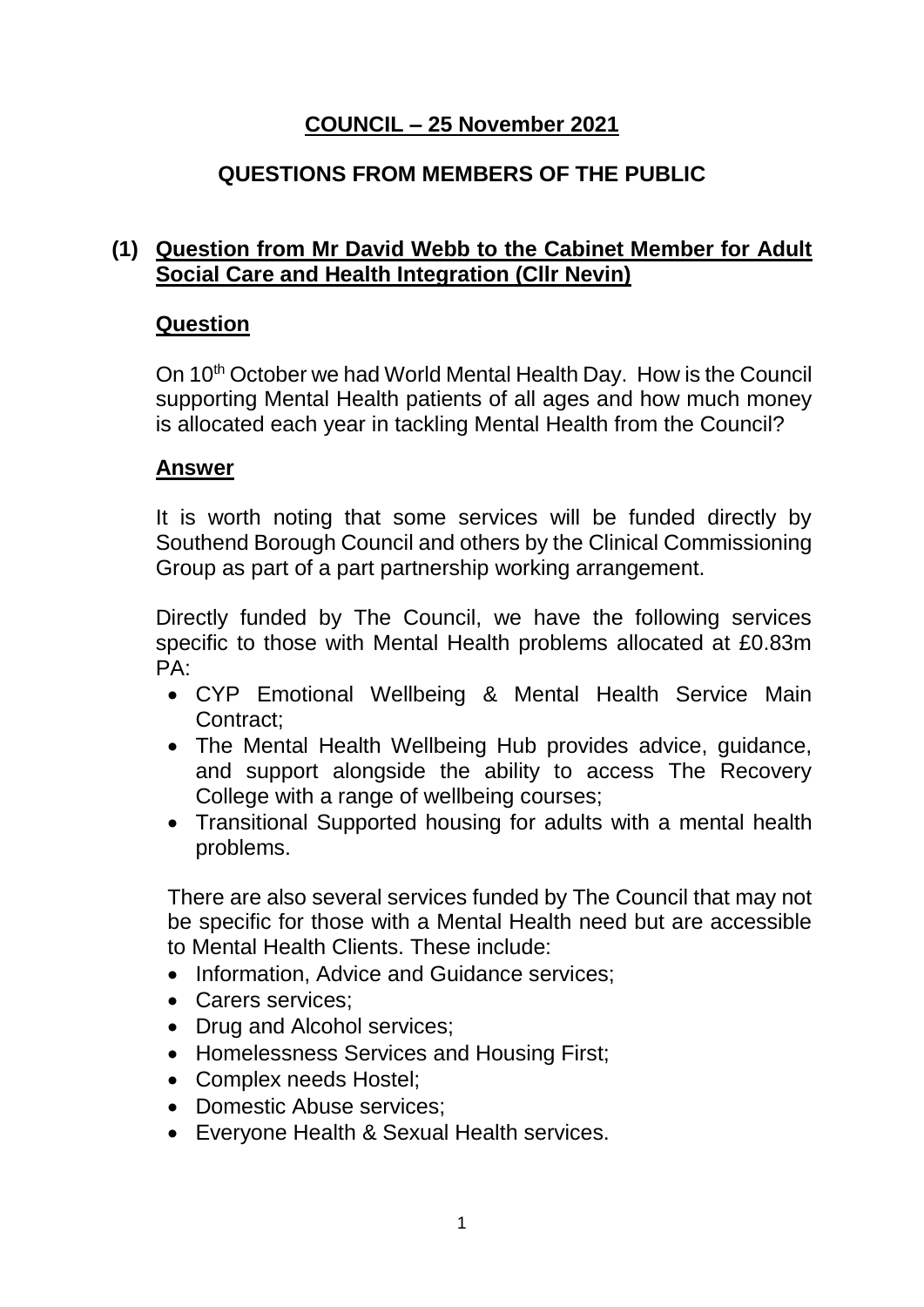# COUNCIL – 25 November 2021

## QUESTIONS FROM MEMBERS OF THE PUBLIC

### (1) Question from Mr David Webb to the Cabinet Member for Adult Social Care and Health Integration (Cllr Nevin)

#### Question

On 10th October we had World Mental Health Day. How is the Council supporting Mental Health patients of all ages and how much money is allocated each year in tackling Mental Health from the Council?

#### Answer

It is worth noting that some services will be funded directly by Southend Borough Council and others by the Clinical Commissioning Group as part of a part partnership working arrangement.

Directly funded by The Council, we have the following services specific to those with Mental Health problems allocated at £0.83m PA:

- CYP Emotional Wellbeing & Mental Health Service Main Contract;
- The Mental Health Wellbeing Hub provides advice, guidance, and support alongside the ability to access The Recovery College with a range of wellbeing courses;
- Transitional Supported housing for adults with a mental health problems.

There are also several services funded by The Council that may not be specific for those with a Mental Health need but are accessible to Mental Health Clients. These include:

- Information, Advice and Guidance services;
- Carers services;
- Drug and Alcohol services;
- Homelessness Services and Housing First;
- Complex needs Hostel;
- Domestic Abuse services;
- Everyone Health & Sexual Health services.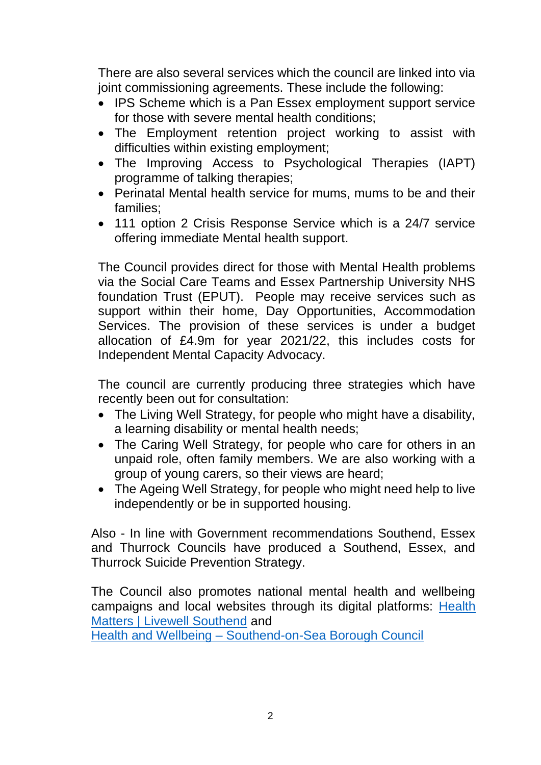There are also several services which the council are linked into via joint commissioning agreements. These include the following:

- IPS Scheme which is a Pan Essex employment support service for those with severe mental health conditions;
- The Employment retention project working to assist with difficulties within existing employment;
- The Improving Access to Psychological Therapies (IAPT) programme of talking therapies;
- Perinatal Mental health service for mums, mums to be and their families;
- 111 option 2 Crisis Response Service which is a 24/7 service offering immediate Mental health support.

The Council provides direct for those with Mental Health problems via the Social Care Teams and Essex Partnership University NHS foundation Trust (EPUT). People may receive services such as support within their home, Day Opportunities, Accommodation Services. The provision of these services is under a budget allocation of £4.9m for year 2021/22, this includes costs for Independent Mental Capacity Advocacy.

The council are currently producing three strategies which have recently been out for consultation:

- The Living Well Strategy, for people who might have a disability, a learning disability or mental health needs;
- The Caring Well Strategy, for people who care for others in an unpaid role, often family members. We are also working with a group of young carers, so their views are heard;
- The Ageing Well Strategy, for people who might need help to live independently or be in supported housing.

Also - In line with Government recommendations Southend, Essex and Thurrock Councils have produced a Southend, Essex, and Thurrock Suicide Prevention Strategy.

The Council also promotes national mental health and wellbeing campaigns and local websites through its digital platforms: Health Matters | Livewell Southend and
Health and Wellbeing – Southend-on-Sea Borough Council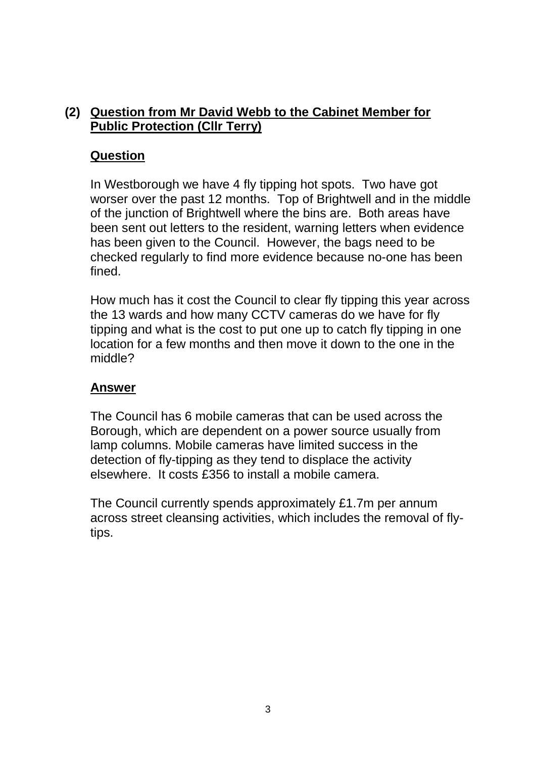## (2) Question from Mr David Webb to the Cabinet Member for Public Protection (Cllr Terry)

### Question

In Westborough we have 4 fly tipping hot spots. Two have got worser over the past 12 months. Top of Brightwell and in the middle of the junction of Brightwell where the bins are. Both areas have been sent out letters to the resident, warning letters when evidence has been given to the Council. However, the bags need to be checked regularly to find more evidence because no-one has been fined.

How much has it cost the Council to clear fly tipping this year across the 13 wards and how many CCTV cameras do we have for fly tipping and what is the cost to put one up to catch fly tipping in one location for a few months and then move it down to the one in the middle?

### Answer

The Council has 6 mobile cameras that can be used across the Borough, which are dependent on a power source usually from lamp columns. Mobile cameras have limited success in the detection of fly-tipping as they tend to displace the activity elsewhere. It costs £356 to install a mobile camera.

The Council currently spends approximately £1.7m per annum across street cleansing activities, which includes the removal of fly-tips.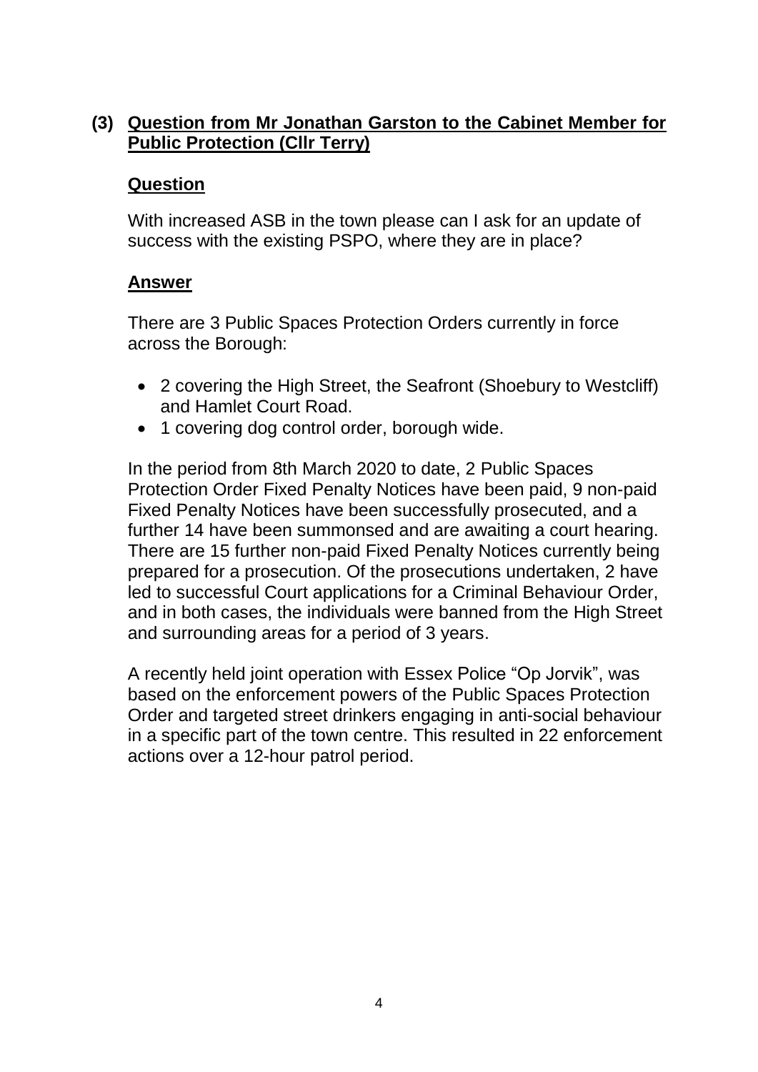## (3) Question from Mr Jonathan Garston to the Cabinet Member for Public Protection (Cllr Terry)

### Question

With increased ASB in the town please can I ask for an update of success with the existing PSPO, where they are in place?

### Answer

There are 3 Public Spaces Protection Orders currently in force across the Borough:

- 2 covering the High Street, the Seafront (Shoebury to Westcliff) and Hamlet Court Road.
- 1 covering dog control order, borough wide.

In the period from 8th March 2020 to date, 2 Public Spaces Protection Order Fixed Penalty Notices have been paid, 9 non-paid Fixed Penalty Notices have been successfully prosecuted, and a further 14 have been summonsed and are awaiting a court hearing. There are 15 further non-paid Fixed Penalty Notices currently being prepared for a prosecution. Of the prosecutions undertaken, 2 have led to successful Court applications for a Criminal Behaviour Order, and in both cases, the individuals were banned from the High Street and surrounding areas for a period of 3 years.

A recently held joint operation with Essex Police "Op Jorvik", was based on the enforcement powers of the Public Spaces Protection Order and targeted street drinkers engaging in anti-social behaviour in a specific part of the town centre. This resulted in 22 enforcement actions over a 12-hour patrol period.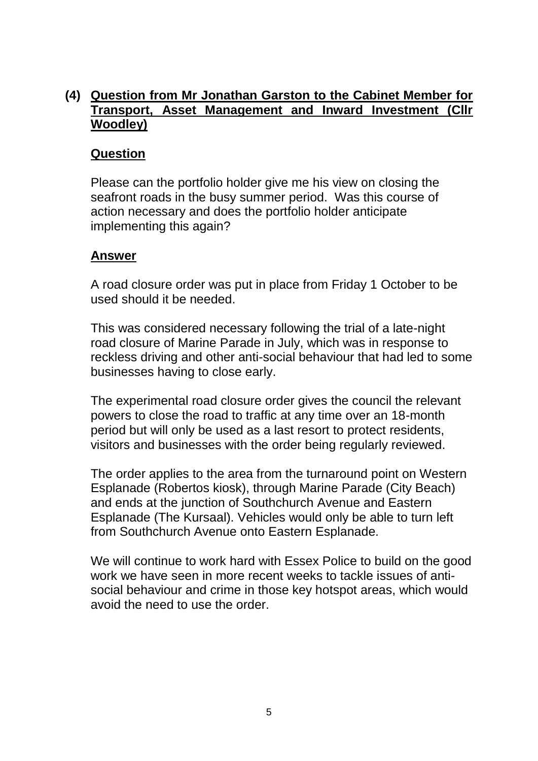## (4) Question from Mr Jonathan Garston to the Cabinet Member for Transport, Asset Management and Inward Investment (Cllr Woodley)

### Question

Please can the portfolio holder give me his view on closing the seafront roads in the busy summer period. Was this course of action necessary and does the portfolio holder anticipate implementing this again?

### Answer

A road closure order was put in place from Friday 1 October to be used should it be needed.

This was considered necessary following the trial of a late-night road closure of Marine Parade in July, which was in response to reckless driving and other anti-social behaviour that had led to some businesses having to close early.

The experimental road closure order gives the council the relevant powers to close the road to traffic at any time over an 18-month period but will only be used as a last resort to protect residents, visitors and businesses with the order being regularly reviewed.

The order applies to the area from the turnaround point on Western Esplanade (Robertos kiosk), through Marine Parade (City Beach) and ends at the junction of Southchurch Avenue and Eastern Esplanade (The Kursaal). Vehicles would only be able to turn left from Southchurch Avenue onto Eastern Esplanade.

We will continue to work hard with Essex Police to build on the good work we have seen in more recent weeks to tackle issues of anti-social behaviour and crime in those key hotspot areas, which would avoid the need to use the order.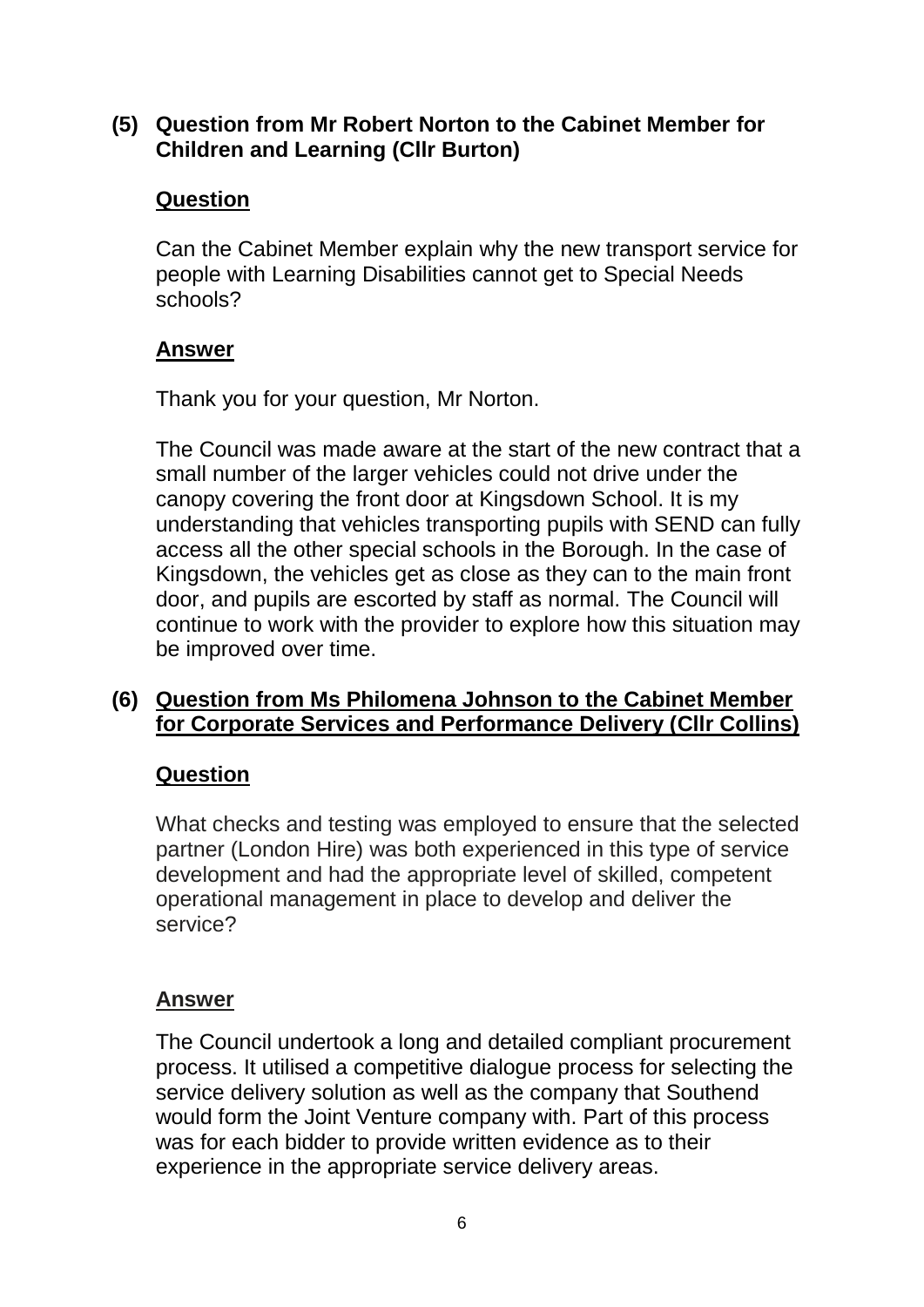### (5) Question from Mr Robert Norton to the Cabinet Member for Children and Learning (Cllr Burton)

**Question**

Can the Cabinet Member explain why the new transport service for people with Learning Disabilities cannot get to Special Needs schools?

**Answer**

Thank you for your question, Mr Norton.

The Council was made aware at the start of the new contract that a small number of the larger vehicles could not drive under the canopy covering the front door at Kingsdown School. It is my understanding that vehicles transporting pupils with SEND can fully access all the other special schools in the Borough. In the case of Kingsdown, the vehicles get as close as they can to the main front door, and pupils are escorted by staff as normal. The Council will continue to work with the provider to explore how this situation may be improved over time.

### (6) Question from Ms Philomena Johnson to the Cabinet Member for Corporate Services and Performance Delivery (Cllr Collins)

**Question**

What checks and testing was employed to ensure that the selected partner (London Hire) was both experienced in this type of service development and had the appropriate level of skilled, competent operational management in place to develop and deliver the service?

**Answer**

The Council undertook a long and detailed compliant procurement process. It utilised a competitive dialogue process for selecting the service delivery solution as well as the company that Southend would form the Joint Venture company with. Part of this process was for each bidder to provide written evidence as to their experience in the appropriate service delivery areas.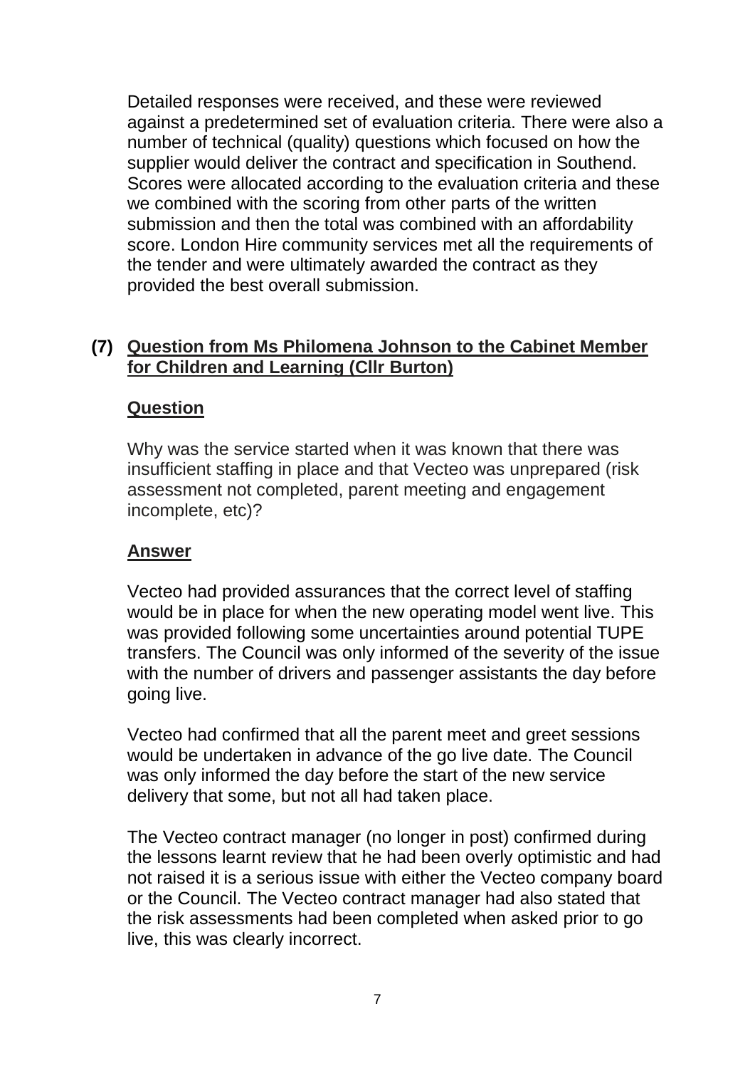Detailed responses were received, and these were reviewed against a predetermined set of evaluation criteria. There were also a number of technical (quality) questions which focused on how the supplier would deliver the contract and specification in Southend. Scores were allocated according to the evaluation criteria and these we combined with the scoring from other parts of the written submission and then the total was combined with an affordability score. London Hire community services met all the requirements of the tender and were ultimately awarded the contract as they provided the best overall submission.

## (7) Question from Ms Philomena Johnson to the Cabinet Member for Children and Learning (Cllr Burton)

### Question

Why was the service started when it was known that there was insufficient staffing in place and that Vecteo was unprepared (risk assessment not completed, parent meeting and engagement incomplete, etc)?

### Answer

Vecteo had provided assurances that the correct level of staffing would be in place for when the new operating model went live. This was provided following some uncertainties around potential TUPE transfers. The Council was only informed of the severity of the issue with the number of drivers and passenger assistants the day before going live.

Vecteo had confirmed that all the parent meet and greet sessions would be undertaken in advance of the go live date. The Council was only informed the day before the start of the new service delivery that some, but not all had taken place.

The Vecteo contract manager (no longer in post) confirmed during the lessons learnt review that he had been overly optimistic and had not raised it is a serious issue with either the Vecteo company board or the Council. The Vecteo contract manager had also stated that the risk assessments had been completed when asked prior to go live, this was clearly incorrect.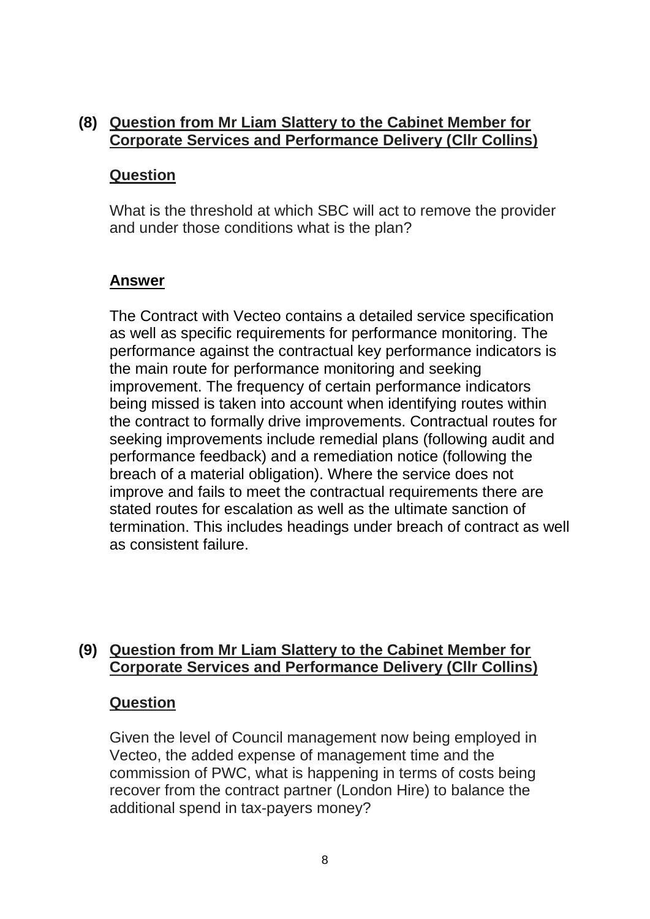## (8) Question from Mr Liam Slattery to the Cabinet Member for Corporate Services and Performance Delivery (Cllr Collins)

### Question

What is the threshold at which SBC will act to remove the provider and under those conditions what is the plan?

### Answer

The Contract with Vecteo contains a detailed service specification as well as specific requirements for performance monitoring. The performance against the contractual key performance indicators is the main route for performance monitoring and seeking improvement. The frequency of certain performance indicators being missed is taken into account when identifying routes within the contract to formally drive improvements. Contractual routes for seeking improvements include remedial plans (following audit and performance feedback) and a remediation notice (following the breach of a material obligation). Where the service does not improve and fails to meet the contractual requirements there are stated routes for escalation as well as the ultimate sanction of termination. This includes headings under breach of contract as well as consistent failure.

## (9) Question from Mr Liam Slattery to the Cabinet Member for Corporate Services and Performance Delivery (Cllr Collins)

### Question

Given the level of Council management now being employed in Vecteo, the added expense of management time and the commission of PWC, what is happening in terms of costs being recover from the contract partner (London Hire) to balance the additional spend in tax-payers money?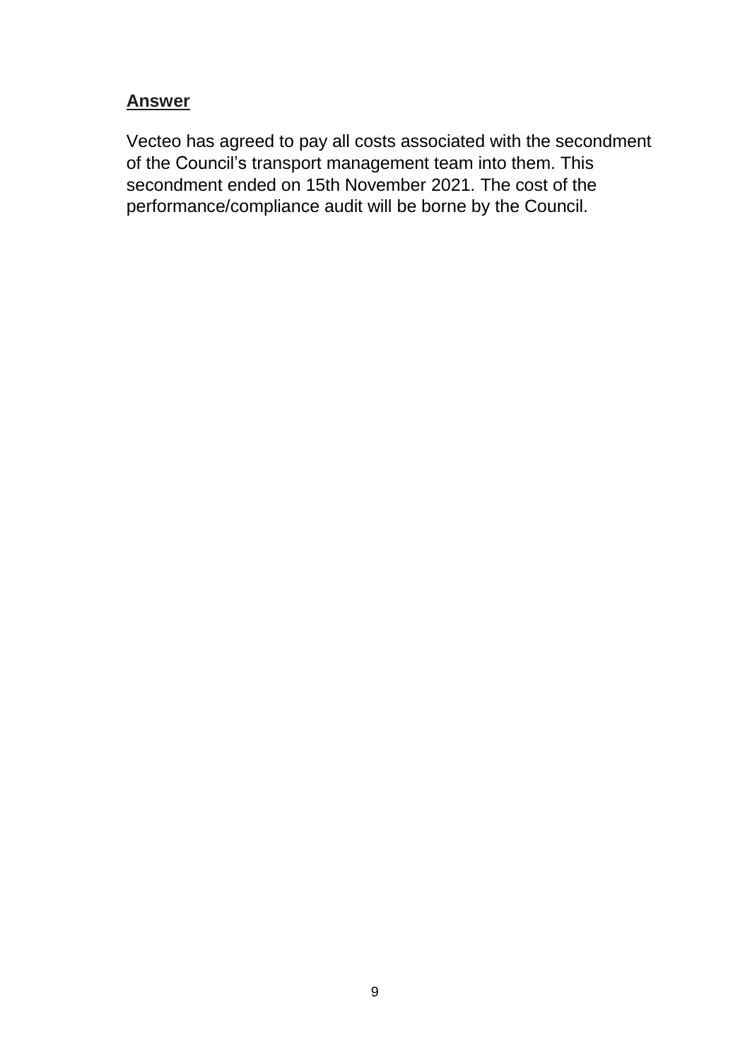**Answer**

Vecteo has agreed to pay all costs associated with the secondment of the Council's transport management team into them. This secondment ended on 15th November 2021. The cost of the performance/compliance audit will be borne by the Council.